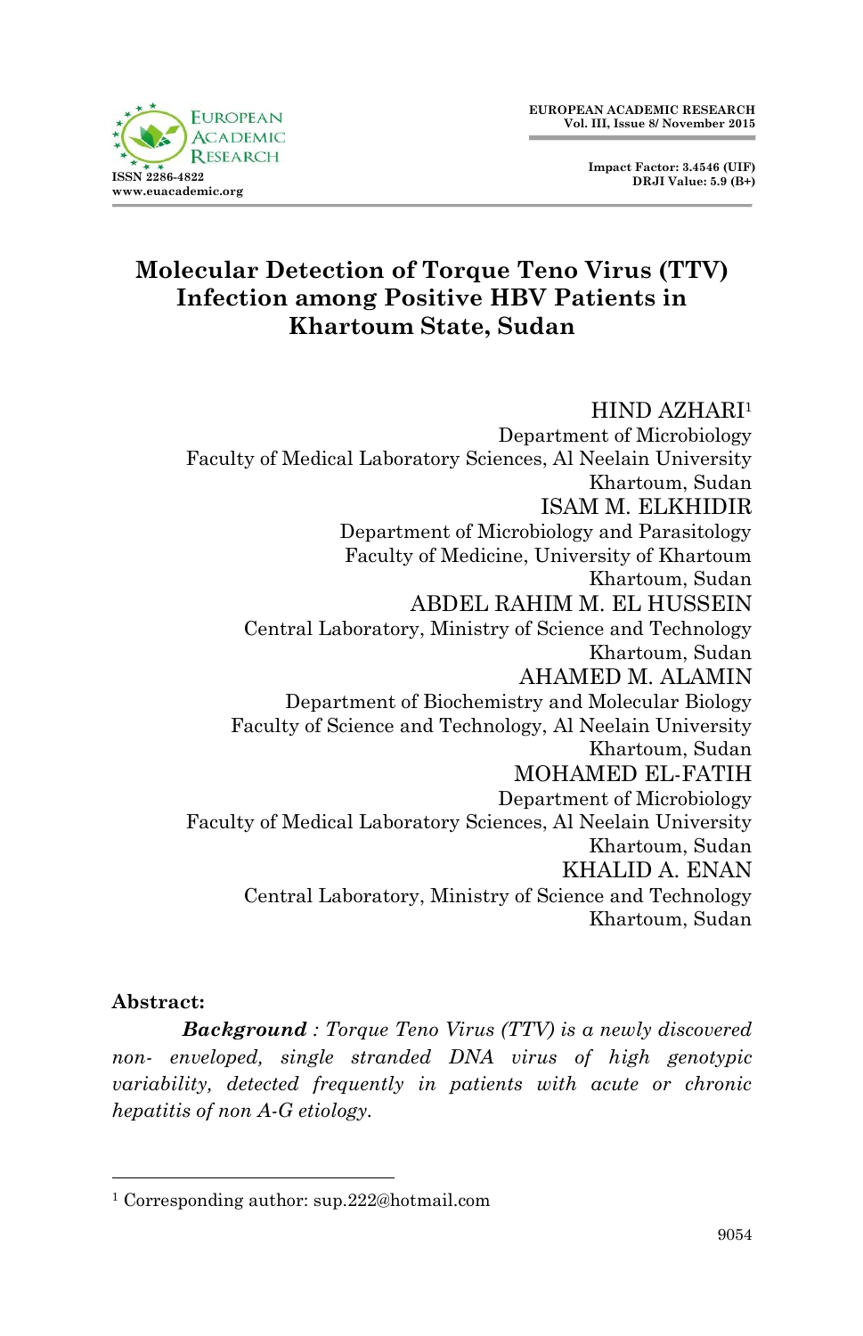# Molecular Detection of Torque Teno Virus (TTV) Infection among Positive HBV Patients in Khartoum State, Sudan

HIND AZHARI[1]
Department of Microbiology
Faculty of Medical Laboratory Sciences, Al Neelain University
Khartoum, Sudan

ISAM M. ELKHIDIR
Department of Microbiology and Parasitology
Faculty of Medicine, University of Khartoum
Khartoum, Sudan

ABDEL RAHIM M. EL HUSSEIN
Central Laboratory, Ministry of Science and Technology
Khartoum, Sudan

AHAMED M. ALAMIN
Department of Biochemistry and Molecular Biology
Faculty of Science and Technology, Al Neelain University
Khartoum, Sudan

MOHAMED EL-FATIH
Department of Microbiology
Faculty of Medical Laboratory Sciences, Al Neelain University
Khartoum, Sudan

KHALID A. ENAN
Central Laboratory, Ministry of Science and Technology
Khartoum, Sudan

**Abstract:**

***Background*** *: Torque Teno Virus (TTV) is a newly discovered non- enveloped, single stranded DNA virus of high genotypic variability, detected frequently in patients with acute or chronic hepatitis of non A-G etiology.*

[1] Corresponding author: sup.222@hotmail.com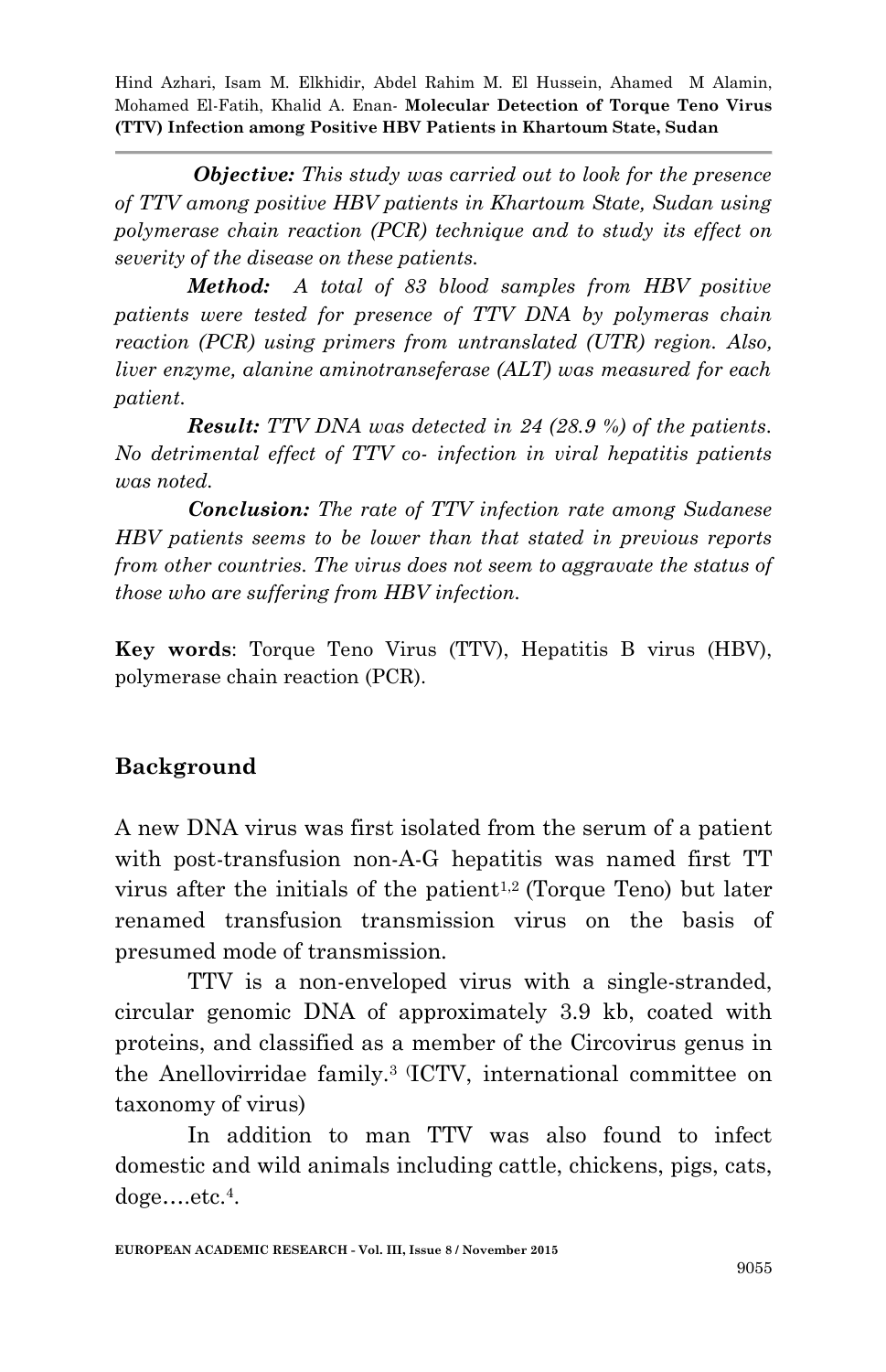***Objective:*** *This study was carried out to look for the presence of TTV among positive HBV patients in Khartoum State, Sudan using polymerase chain reaction (PCR) technique and to study its effect on severity of the disease on these patients.*

***Method:*** *A total of 83 blood samples from HBV positive patients were tested for presence of TTV DNA by polymeras chain reaction (PCR) using primers from untranslated (UTR) region. Also, liver enzyme, alanine aminotranseferase (ALT) was measured for each patient.*

***Result:*** *TTV DNA was detected in 24 (28.9 %) of the patients. No detrimental effect of TTV co- infection in viral hepatitis patients was noted.*

***Conclusion:*** *The rate of TTV infection rate among Sudanese HBV patients seems to be lower than that stated in previous reports from other countries. The virus does not seem to aggravate the status of those who are suffering from HBV infection.*

**Key words**: Torque Teno Virus (TTV), Hepatitis B virus (HBV), polymerase chain reaction (PCR).

## Background

A new DNA virus was first isolated from the serum of a patient with post-transfusion non-A-G hepatitis was named first TT virus after the initials of the patient[1,2] (Torque Teno) but later renamed transfusion transmission virus on the basis of presumed mode of transmission.

TTV is a non-enveloped virus with a single-stranded, circular genomic DNA of approximately 3.9 kb, coated with proteins, and classified as a member of the Circovirus genus in the Anellovirridae family.[3] (ICTV, international committee on taxonomy of virus)

In addition to man TTV was also found to infect domestic and wild animals including cattle, chickens, pigs, cats, doge….etc.[4].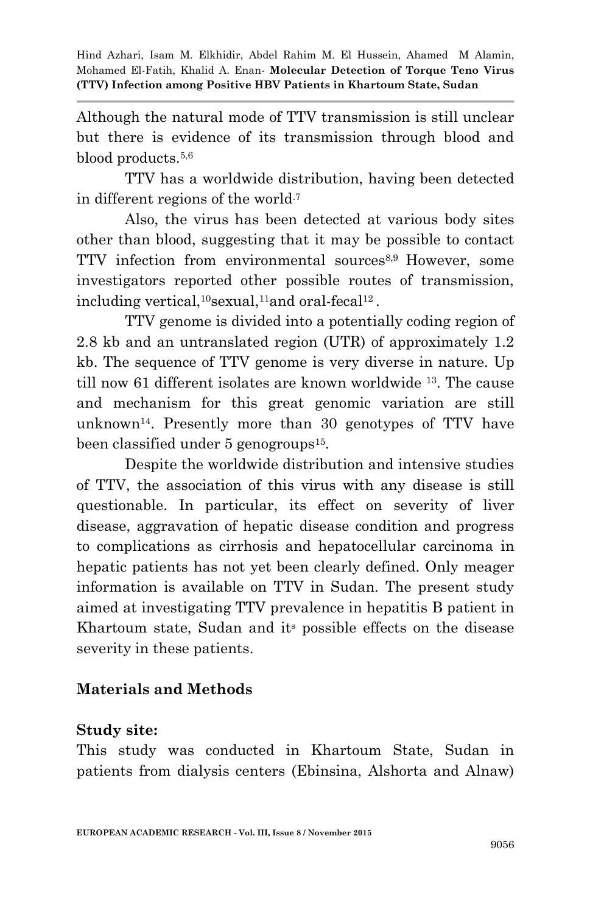Although the natural mode of TTV transmission is still unclear but there is evidence of its transmission through blood and blood products.[5,6]

TTV has a worldwide distribution, having been detected in different regions of the world[7]

Also, the virus has been detected at various body sites other than blood, suggesting that it may be possible to contact TTV infection from environmental sources[8,9] However, some investigators reported other possible routes of transmission, including vertical,[10]sexual,[11]and oral-fecal[12] .

TTV genome is divided into a potentially coding region of 2.8 kb and an untranslated region (UTR) of approximately 1.2 kb. The sequence of TTV genome is very diverse in nature. Up till now 61 different isolates are known worldwide [13]. The cause and mechanism for this great genomic variation are still unknown[14]. Presently more than 30 genotypes of TTV have been classified under 5 genogroups[15].

Despite the worldwide distribution and intensive studies of TTV, the association of this virus with any disease is still questionable. In particular, its effect on severity of liver disease, aggravation of hepatic disease condition and progress to complications as cirrhosis and hepatocellular carcinoma in hepatic patients has not yet been clearly defined. Only meager information is available on TTV in Sudan. The present study aimed at investigating TTV prevalence in hepatitis B patient in Khartoum state, Sudan and its possible effects on the disease severity in these patients.

## Materials and Methods

### Study site:

This study was conducted in Khartoum State, Sudan in patients from dialysis centers (Ebinsina, Alshorta and Alnaw)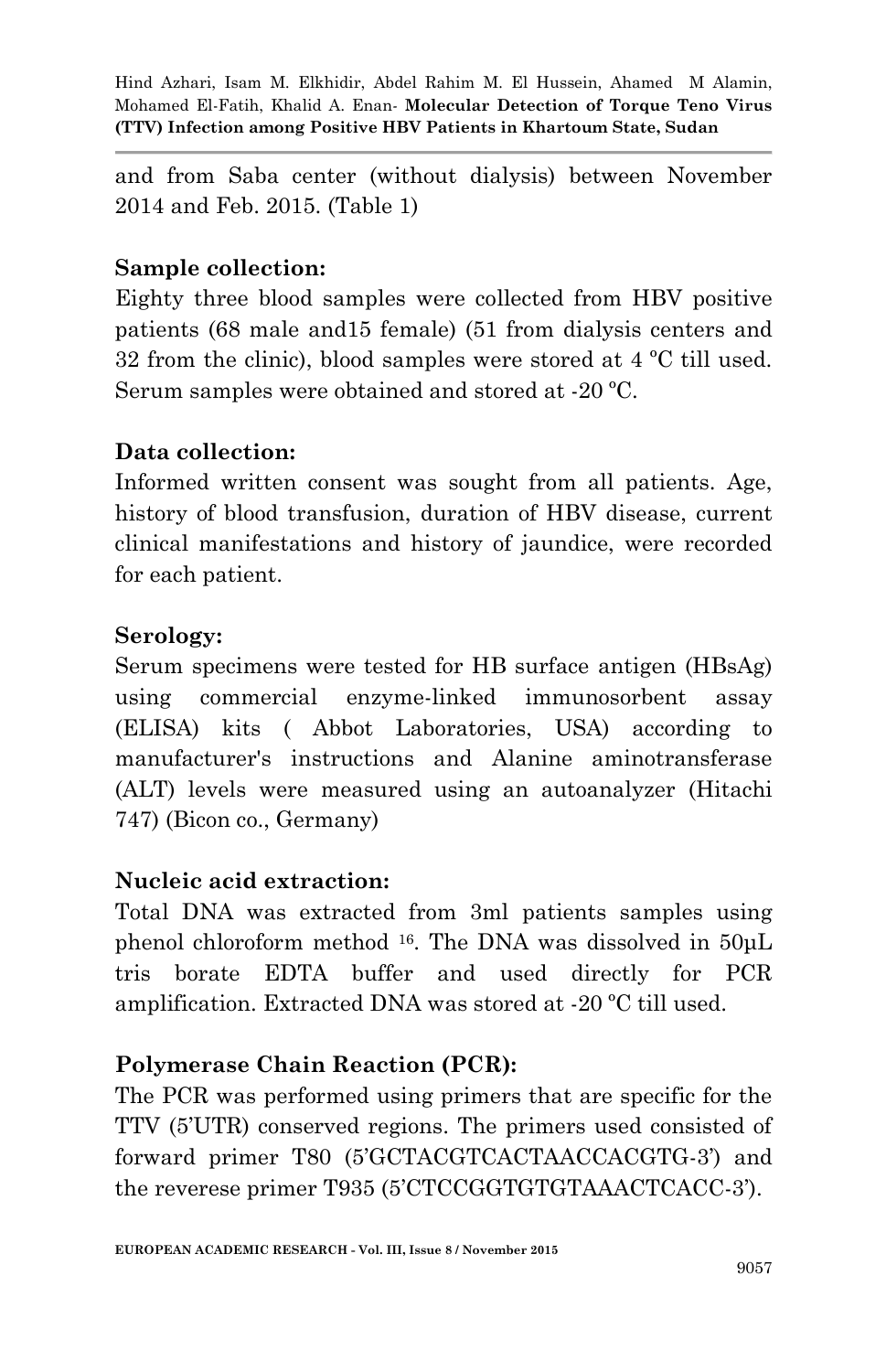and from Saba center (without dialysis) between November 2014 and Feb. 2015. (Table 1)

**Sample collection:**

Eighty three blood samples were collected from HBV positive patients (68 male and15 female) (51 from dialysis centers and 32 from the clinic), blood samples were stored at 4 ºC till used. Serum samples were obtained and stored at -20 ºC.

**Data collection:**

Informed written consent was sought from all patients. Age, history of blood transfusion, duration of HBV disease, current clinical manifestations and history of jaundice, were recorded for each patient.

**Serology:**

Serum specimens were tested for HB surface antigen (HBsAg) using commercial enzyme-linked immunosorbent assay (ELISA) kits ( Abbot Laboratories, USA) according to manufacturer's instructions and Alanine aminotransferase (ALT) levels were measured using an autoanalyzer (Hitachi 747) (Bicon co., Germany)

**Nucleic acid extraction:**

Total DNA was extracted from 3ml patients samples using phenol chloroform method [16]. The DNA was dissolved in 50µL tris borate EDTA buffer and used directly for PCR amplification. Extracted DNA was stored at -20 ºC till used.

**Polymerase Chain Reaction (PCR):**

The PCR was performed using primers that are specific for the TTV (5'UTR) conserved regions. The primers used consisted of forward primer T80 (5'GCTACGTCACTAACCACGTG-3') and the reverese primer T935 (5'CTCCGGTGTGTAAACTCACC-3').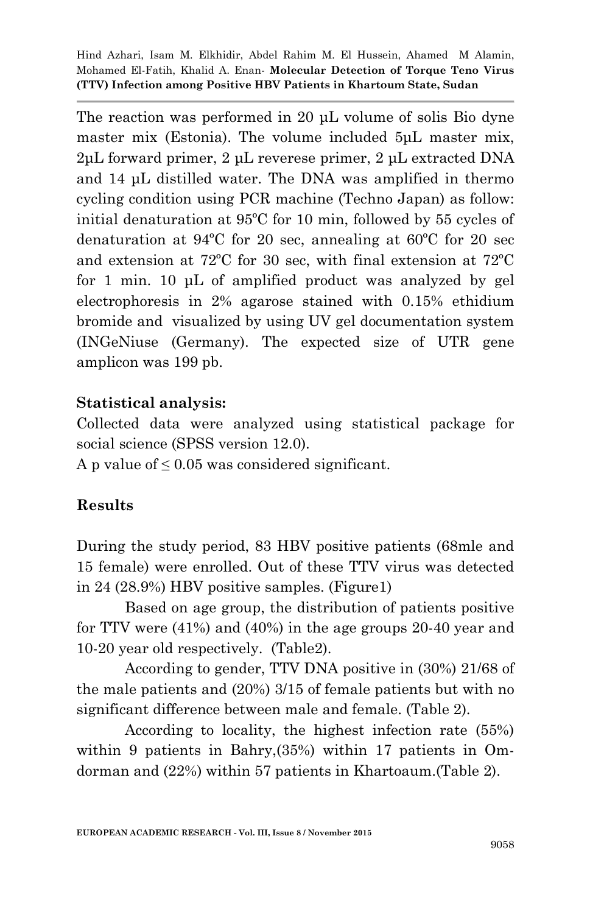The reaction was performed in 20 µL volume of solis Bio dyne master mix (Estonia). The volume included 5µL master mix, 2µL forward primer, 2 µL reverese primer, 2 µL extracted DNA and 14 µL distilled water. The DNA was amplified in thermo cycling condition using PCR machine (Techno Japan) as follow: initial denaturation at 95ºC for 10 min, followed by 55 cycles of denaturation at 94ºC for 20 sec, annealing at 60ºC for 20 sec and extension at 72ºC for 30 sec, with final extension at 72ºC for 1 min. 10 µL of amplified product was analyzed by gel electrophoresis in 2% agarose stained with 0.15% ethidium bromide and visualized by using UV gel documentation system (INGeNiuse (Germany). The expected size of UTR gene amplicon was 199 pb.

### Statistical analysis:

Collected data were analyzed using statistical package for social science (SPSS version 12.0).

A p value of ≤ 0.05 was considered significant.

### Results

During the study period, 83 HBV positive patients (68mle and 15 female) were enrolled. Out of these TTV virus was detected in 24 (28.9%) HBV positive samples. (Figure1)

Based on age group, the distribution of patients positive for TTV were (41%) and (40%) in the age groups 20-40 year and 10-20 year old respectively. (Table2).

According to gender, TTV DNA positive in (30%) 21/68 of the male patients and (20%) 3/15 of female patients but with no significant difference between male and female. (Table 2).

According to locality, the highest infection rate (55%) within 9 patients in Bahry,(35%) within 17 patients in Om-dorman and (22%) within 57 patients in Khartoaum.(Table 2).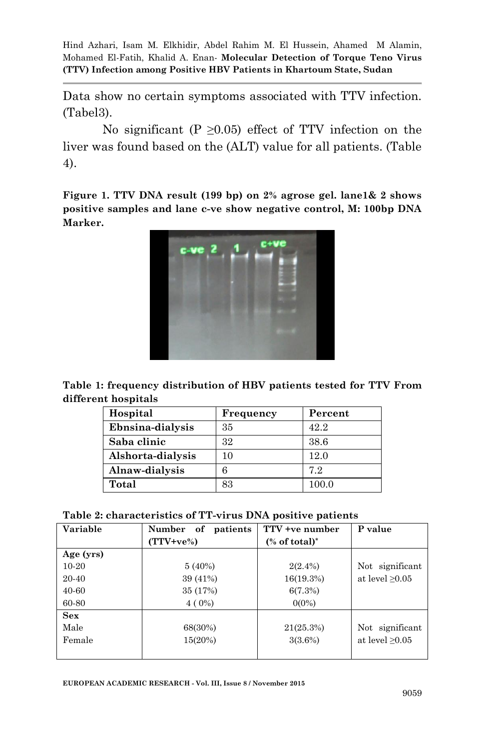Data show no certain symptoms associated with TTV infection. (Tabel3).

No significant (P ≥0.05) effect of TTV infection on the liver was found based on the (ALT) value for all patients. (Table 4).

**Figure 1. TTV DNA result (199 bp) on 2% agrose gel. lane1& 2 shows positive samples and lane c-ve show negative control, M: 100bp DNA Marker.**

**Table 1: frequency distribution of HBV patients tested for TTV From different hospitals**

| Hospital | Frequency | Percent |
|---|---|---|
| **Ebnsina-dialysis** | 35 | 42.2 |
| **Saba clinic** | 32 | 38.6 |
| **Alshorta-dialysis** | 10 | 12.0 |
| **Alnaw-dialysis** | 6 | 7.2 |
| **Total** | 83 | 100.0 |

**Table 2: characteristics of TT-virus DNA positive patients**

| Variable | Number of patients (TTV+ve%) | TTV +ve number (% of total)* | P value |
|---|---|---|---|
| **Age (yrs)** | | | |
| 10-20 | 5 (40%) | 2(2.4%) | Not significant at level ≥0.05 |
| 20-40 | 39 (41%) | 16(19.3%) | |
| 40-60 | 35 (17%) | 6(7.3%) | |
| 60-80 | 4 ( 0%) | 0(0%) | |
| **Sex** | | | |
| Male | 68(30%) | 21(25.3%) | Not significant at level ≥0.05 |
| Female | 15(20%) | 3(3.6%) | |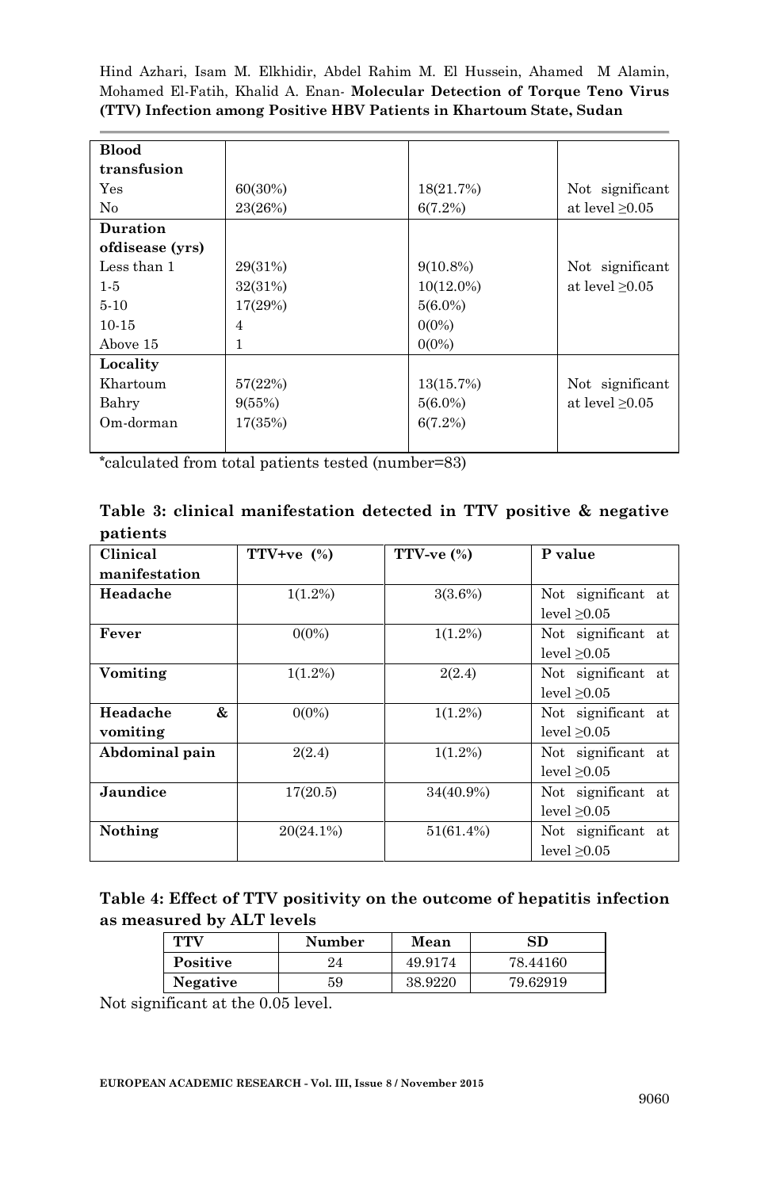| | | | |
|---|---|---|---|
| **Blood transfusion** | | | |
| Yes | 60(30%) | 18(21.7%) | Not significant at level ≥0.05 |
| No | 23(26%) | 6(7.2%) | |
| **Duration ofdisease (yrs)** | | | |
| Less than 1 | 29(31%) | 9(10.8%) | Not significant at level ≥0.05 |
| 1-5 | 32(31%) | 10(12.0%) | |
| 5-10 | 17(29%) | 5(6.0%) | |
| 10-15 | 4 | 0(0%) | |
| Above 15 | 1 | 0(0%) | |
| **Locality** | | | |
| Khartoum | 57(22%) | 13(15.7%) | Not significant at level ≥0.05 |
| Bahry | 9(55%) | 5(6.0%) | |
| Om-dorman | 17(35%) | 6(7.2%) | |

*calculated from total patients tested (number=83)

**Table 3: clinical manifestation detected in TTV positive & negative patients**

| Clinical manifestation | TTV+ve (%) | TTV-ve (%) | P value |
|---|---|---|---|
| **Headache** | 1(1.2%) | 3(3.6%) | Not significant at level ≥0.05 |
| **Fever** | 0(0%) | 1(1.2%) | Not significant at level ≥0.05 |
| **Vomiting** | 1(1.2%) | 2(2.4) | Not significant at level ≥0.05 |
| **Headache & vomiting** | 0(0%) | 1(1.2%) | Not significant at level ≥0.05 |
| **Abdominal pain** | 2(2.4) | 1(1.2%) | Not significant at level ≥0.05 |
| **Jaundice** | 17(20.5) | 34(40.9%) | Not significant at level ≥0.05 |
| **Nothing** | 20(24.1%) | 51(61.4%) | Not significant at level ≥0.05 |

**Table 4: Effect of TTV positivity on the outcome of hepatitis infection as measured by ALT levels**

| TTV | Number | Mean | SD |
|---|---|---|---|
| **Positive** | 24 | 49.9174 | 78.44160 |
| **Negative** | 59 | 38.9220 | 79.62919 |

Not significant at the 0.05 level.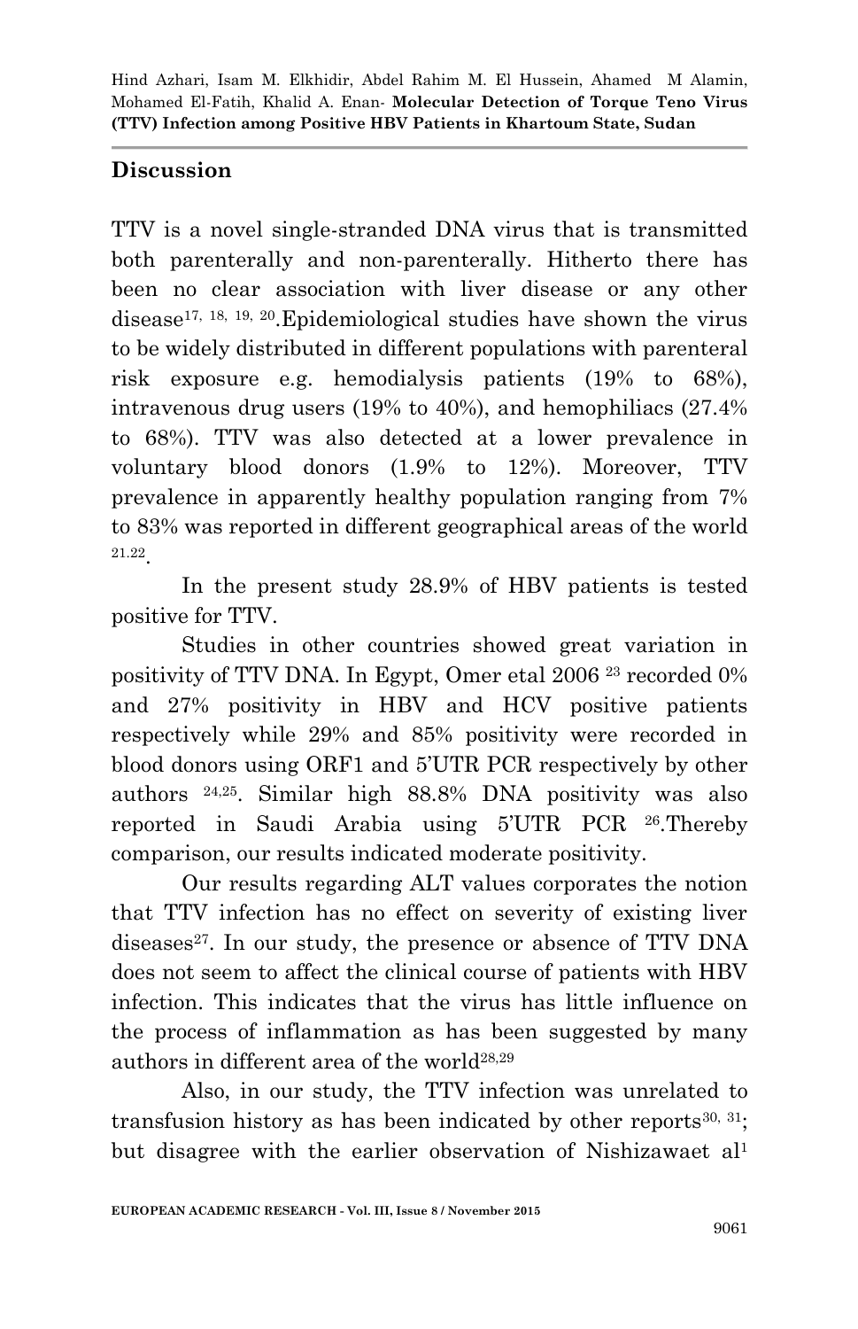## Discussion

TTV is a novel single-stranded DNA virus that is transmitted both parenterally and non-parenterally. Hitherto there has been no clear association with liver disease or any other disease[17, 18, 19, 20].Epidemiological studies have shown the virus to be widely distributed in different populations with parenteral risk exposure e.g. hemodialysis patients (19% to 68%), intravenous drug users (19% to 40%), and hemophiliacs (27.4% to 68%). TTV was also detected at a lower prevalence in voluntary blood donors (1.9% to 12%). Moreover, TTV prevalence in apparently healthy population ranging from 7% to 83% was reported in different geographical areas of the world [21.22].

In the present study 28.9% of HBV patients is tested positive for TTV.

Studies in other countries showed great variation in positivity of TTV DNA. In Egypt, Omer etal 2006 [23] recorded 0% and 27% positivity in HBV and HCV positive patients respectively while 29% and 85% positivity were recorded in blood donors using ORF1 and 5'UTR PCR respectively by other authors [24,25]. Similar high 88.8% DNA positivity was also reported in Saudi Arabia using 5'UTR PCR [26].Thereby comparison, our results indicated moderate positivity.

Our results regarding ALT values corporates the notion that TTV infection has no effect on severity of existing liver diseases[27]. In our study, the presence or absence of TTV DNA does not seem to affect the clinical course of patients with HBV infection. This indicates that the virus has little influence on the process of inflammation as has been suggested by many authors in different area of the world[28,29]

Also, in our study, the TTV infection was unrelated to transfusion history as has been indicated by other reports[30, 31]; but disagree with the earlier observation of Nishizawaet al[1]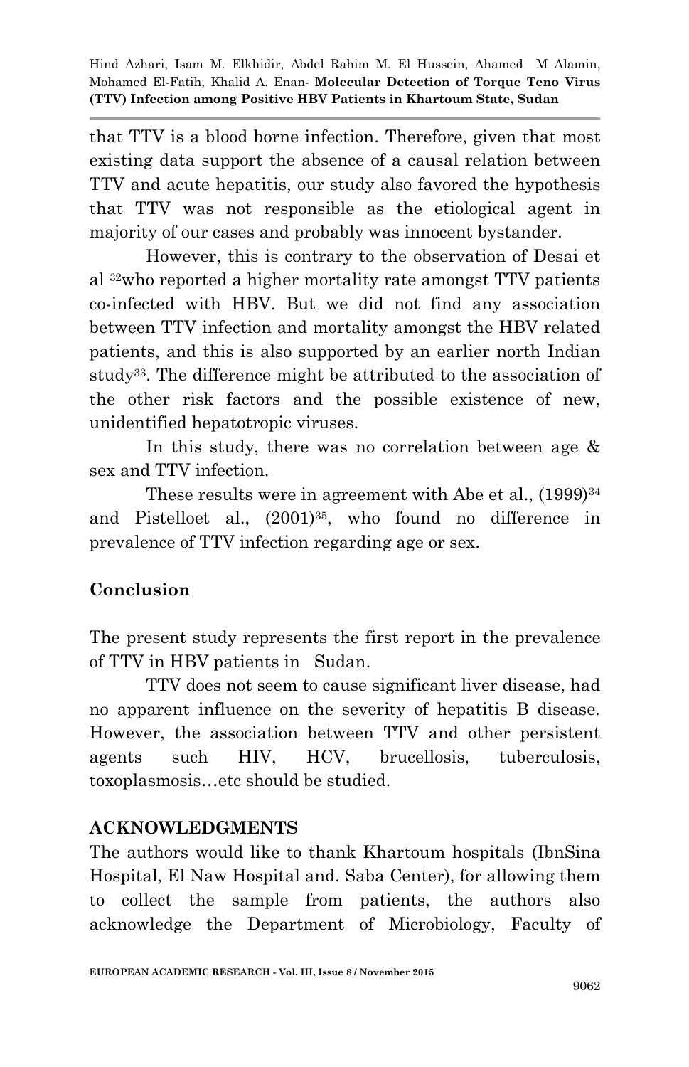that TTV is a blood borne infection. Therefore, given that most existing data support the absence of a causal relation between TTV and acute hepatitis, our study also favored the hypothesis that TTV was not responsible as the etiological agent in majority of our cases and probably was innocent bystander.

However, this is contrary to the observation of Desai et al [32]who reported a higher mortality rate amongst TTV patients co-infected with HBV. But we did not find any association between TTV infection and mortality amongst the HBV related patients, and this is also supported by an earlier north Indian study[33]. The difference might be attributed to the association of the other risk factors and the possible existence of new, unidentified hepatotropic viruses.

In this study, there was no correlation between age & sex and TTV infection.

These results were in agreement with Abe et al., (1999)[34] and Pistelloet al., (2001)[35], who found no difference in prevalence of TTV infection regarding age or sex.

## Conclusion

The present study represents the first report in the prevalence of TTV in HBV patients in Sudan.

TTV does not seem to cause significant liver disease, had no apparent influence on the severity of hepatitis B disease. However, the association between TTV and other persistent agents such HIV, HCV, brucellosis, tuberculosis, toxoplasmosis…etc should be studied.

## ACKNOWLEDGMENTS

The authors would like to thank Khartoum hospitals (IbnSina Hospital, El Naw Hospital and. Saba Center), for allowing them to collect the sample from patients, the authors also acknowledge the Department of Microbiology, Faculty of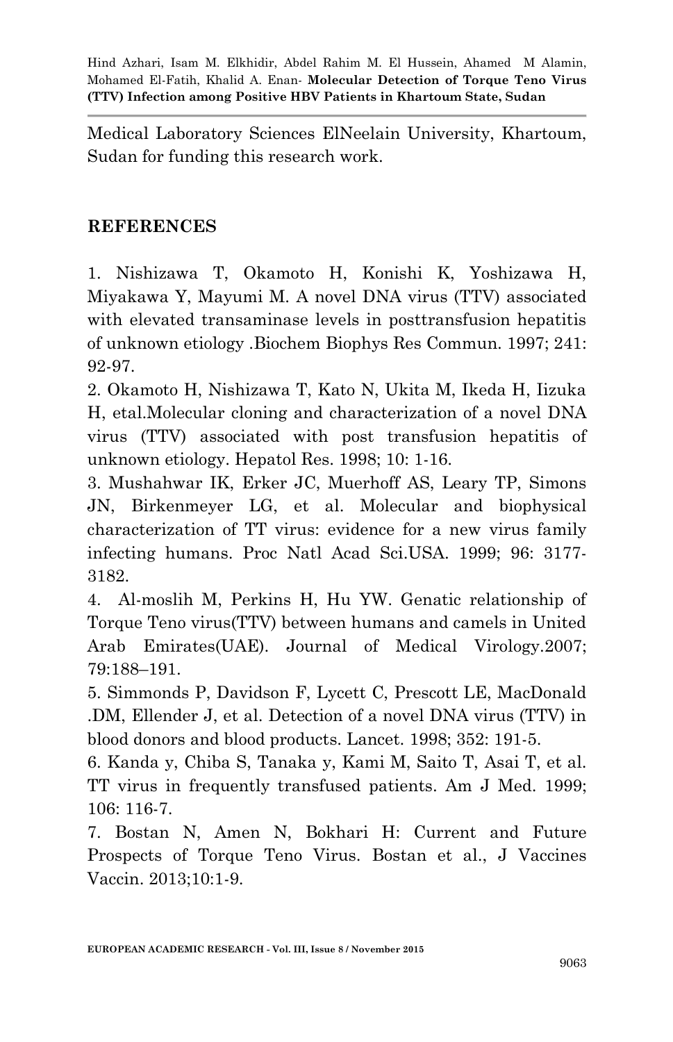Medical Laboratory Sciences ElNeelain University, Khartoum, Sudan for funding this research work.

## REFERENCES

1. Nishizawa T, Okamoto H, Konishi K, Yoshizawa H, Miyakawa Y, Mayumi M. A novel DNA virus (TTV) associated with elevated transaminase levels in posttransfusion hepatitis of unknown etiology .Biochem Biophys Res Commun. 1997; 241: 92-97.
2. Okamoto H, Nishizawa T, Kato N, Ukita M, Ikeda H, Iizuka H, etal.Molecular cloning and characterization of a novel DNA virus (TTV) associated with post transfusion hepatitis of unknown etiology. Hepatol Res. 1998; 10: 1-16.
3. Mushahwar IK, Erker JC, Muerhoff AS, Leary TP, Simons JN, Birkenmeyer LG, et al. Molecular and biophysical characterization of TT virus: evidence for a new virus family infecting humans. Proc Natl Acad Sci.USA. 1999; 96: 3177-3182.
4. Al-moslih M, Perkins H, Hu YW. Genatic relationship of Torque Teno virus(TTV) between humans and camels in United Arab Emirates(UAE). Journal of Medical Virology.2007; 79:188–191.
5. Simmonds P, Davidson F, Lycett C, Prescott LE, MacDonald .DM, Ellender J, et al. Detection of a novel DNA virus (TTV) in blood donors and blood products. Lancet. 1998; 352: 191-5.
6. Kanda y, Chiba S, Tanaka y, Kami M, Saito T, Asai T, et al. TT virus in frequently transfused patients. Am J Med. 1999; 106: 116-7.
7. Bostan N, Amen N, Bokhari H: Current and Future Prospects of Torque Teno Virus. Bostan et al., J Vaccines Vaccin. 2013;10:1-9.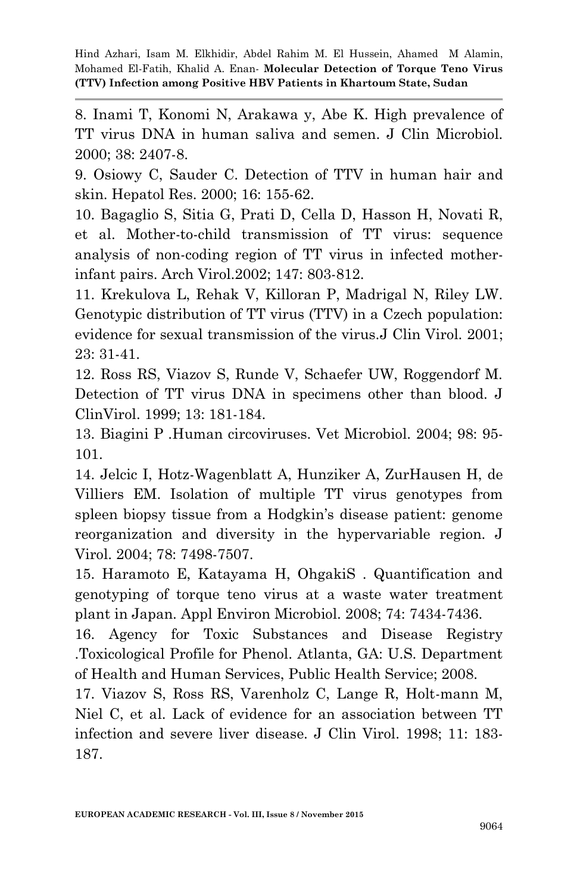8. Inami T, Konomi N, Arakawa y, Abe K. High prevalence of TT virus DNA in human saliva and semen. J Clin Microbiol. 2000; 38: 2407-8.

9. Osiowy C, Sauder C. Detection of TTV in human hair and skin. Hepatol Res. 2000; 16: 155-62.

10. Bagaglio S, Sitia G, Prati D, Cella D, Hasson H, Novati R, et al. Mother-to-child transmission of TT virus: sequence analysis of non-coding region of TT virus in infected mother-infant pairs. Arch Virol.2002; 147: 803-812.

11. Krekulova L, Rehak V, Killoran P, Madrigal N, Riley LW. Genotypic distribution of TT virus (TTV) in a Czech population: evidence for sexual transmission of the virus.J Clin Virol. 2001; 23: 31-41.

12. Ross RS, Viazov S, Runde V, Schaefer UW, Roggendorf M. Detection of TT virus DNA in specimens other than blood. J ClinVirol. 1999; 13: 181-184.

13. Biagini P .Human circoviruses. Vet Microbiol. 2004; 98: 95-101.

14. Jelcic I, Hotz-Wagenblatt A, Hunziker A, ZurHausen H, de Villiers EM. Isolation of multiple TT virus genotypes from spleen biopsy tissue from a Hodgkin's disease patient: genome reorganization and diversity in the hypervariable region. J Virol. 2004; 78: 7498-7507.

15. Haramoto E, Katayama H, OhgakiS . Quantification and genotyping of torque teno virus at a waste water treatment plant in Japan. Appl Environ Microbiol. 2008; 74: 7434-7436.

16. Agency for Toxic Substances and Disease Registry .Toxicological Profile for Phenol. Atlanta, GA: U.S. Department of Health and Human Services, Public Health Service; 2008.

17. Viazov S, Ross RS, Varenholz C, Lange R, Holt-mann M, Niel C, et al. Lack of evidence for an association between TT infection and severe liver disease. J Clin Virol. 1998; 11: 183-187.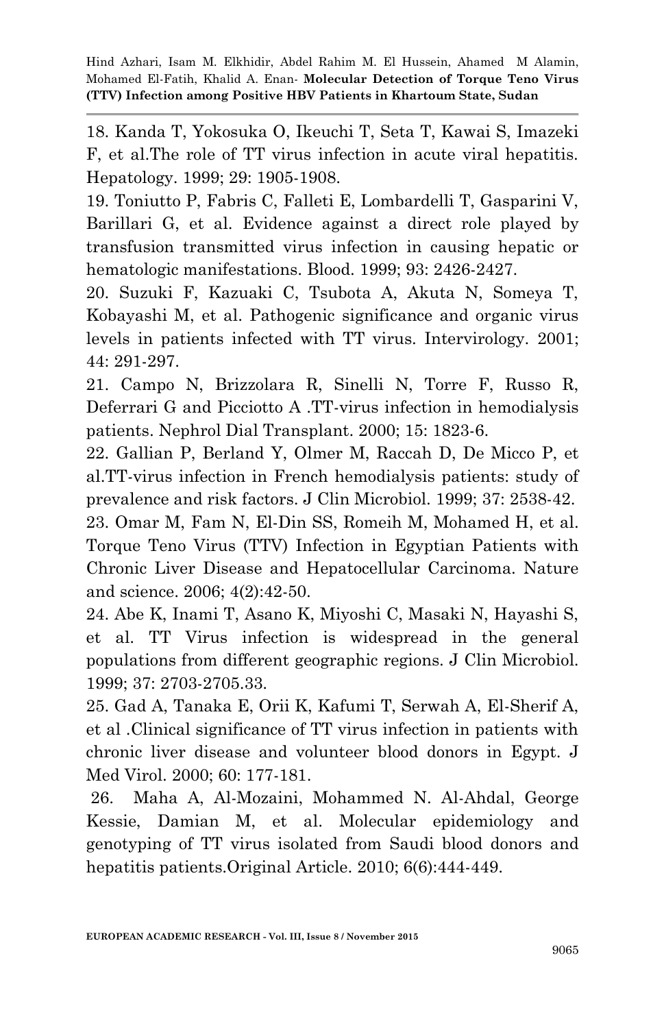18. Kanda T, Yokosuka O, Ikeuchi T, Seta T, Kawai S, Imazeki F, et al.The role of TT virus infection in acute viral hepatitis. Hepatology. 1999; 29: 1905-1908.

19. Toniutto P, Fabris C, Falleti E, Lombardelli T, Gasparini V, Barillari G, et al. Evidence against a direct role played by transfusion transmitted virus infection in causing hepatic or hematologic manifestations. Blood. 1999; 93: 2426-2427.

20. Suzuki F, Kazuaki C, Tsubota A, Akuta N, Someya T, Kobayashi M, et al. Pathogenic significance and organic virus levels in patients infected with TT virus. Intervirology. 2001; 44: 291-297.

21. Campo N, Brizzolara R, Sinelli N, Torre F, Russo R, Deferrari G and Picciotto A .TT-virus infection in hemodialysis patients. Nephrol Dial Transplant. 2000; 15: 1823-6.

22. Gallian P, Berland Y, Olmer M, Raccah D, De Micco P, et al.TT-virus infection in French hemodialysis patients: study of prevalence and risk factors. J Clin Microbiol. 1999; 37: 2538-42.

23. Omar M, Fam N, El-Din SS, Romeih M, Mohamed H, et al. Torque Teno Virus (TTV) Infection in Egyptian Patients with Chronic Liver Disease and Hepatocellular Carcinoma. Nature and science. 2006; 4(2):42-50.

24. Abe K, Inami T, Asano K, Miyoshi C, Masaki N, Hayashi S, et al. TT Virus infection is widespread in the general populations from different geographic regions. J Clin Microbiol. 1999; 37: 2703-2705.33.

25. Gad A, Tanaka E, Orii K, Kafumi T, Serwah A, El-Sherif A, et al .Clinical significance of TT virus infection in patients with chronic liver disease and volunteer blood donors in Egypt. J Med Virol. 2000; 60: 177-181.

26. Maha A, Al-Mozaini, Mohammed N. Al-Ahdal, George Kessie, Damian M, et al. Molecular epidemiology and genotyping of TT virus isolated from Saudi blood donors and hepatitis patients.Original Article. 2010; 6(6):444-449.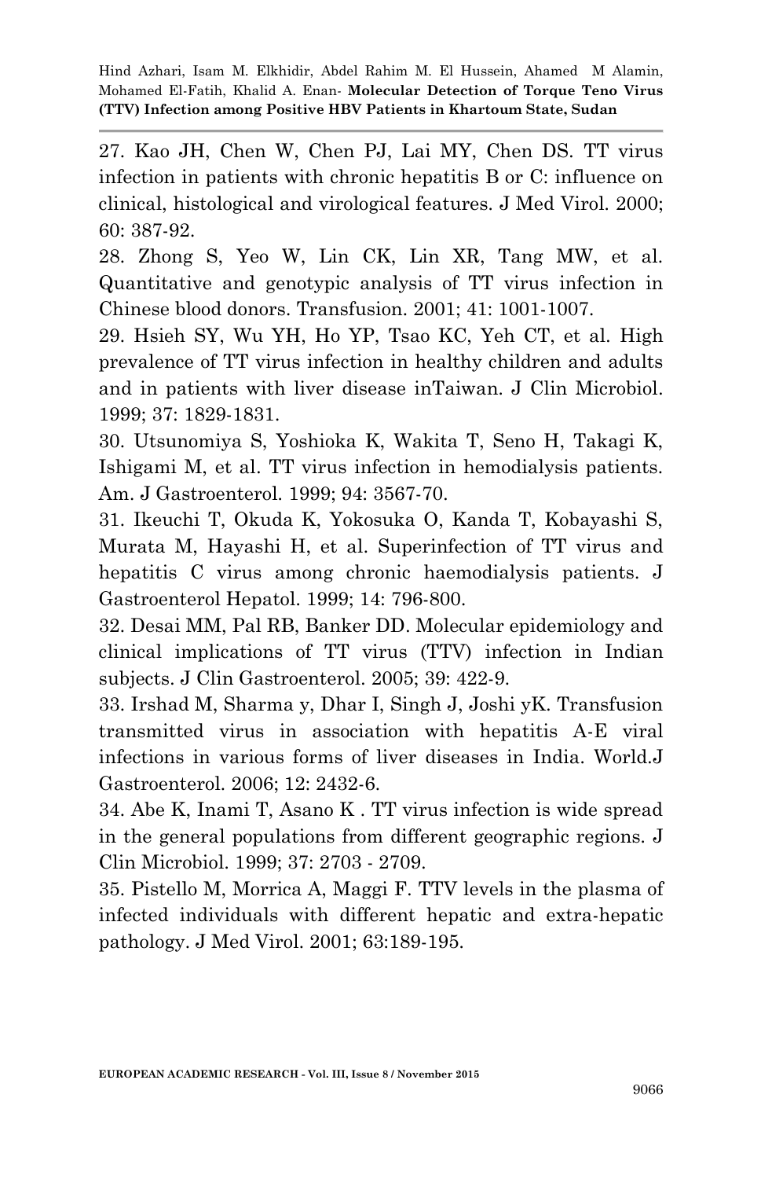27. Kao JH, Chen W, Chen PJ, Lai MY, Chen DS. TT virus infection in patients with chronic hepatitis B or C: influence on clinical, histological and virological features. J Med Virol. 2000; 60: 387-92.

28. Zhong S, Yeo W, Lin CK, Lin XR, Tang MW, et al. Quantitative and genotypic analysis of TT virus infection in Chinese blood donors. Transfusion. 2001; 41: 1001-1007.

29. Hsieh SY, Wu YH, Ho YP, Tsao KC, Yeh CT, et al. High prevalence of TT virus infection in healthy children and adults and in patients with liver disease inTaiwan. J Clin Microbiol. 1999; 37: 1829-1831.

30. Utsunomiya S, Yoshioka K, Wakita T, Seno H, Takagi K, Ishigami M, et al. TT virus infection in hemodialysis patients. Am. J Gastroenterol. 1999; 94: 3567-70.

31. Ikeuchi T, Okuda K, Yokosuka O, Kanda T, Kobayashi S, Murata M, Hayashi H, et al. Superinfection of TT virus and hepatitis C virus among chronic haemodialysis patients. J Gastroenterol Hepatol. 1999; 14: 796-800.

32. Desai MM, Pal RB, Banker DD. Molecular epidemiology and clinical implications of TT virus (TTV) infection in Indian subjects. J Clin Gastroenterol. 2005; 39: 422-9.

33. Irshad M, Sharma y, Dhar I, Singh J, Joshi yK. Transfusion transmitted virus in association with hepatitis A-E viral infections in various forms of liver diseases in India. World.J Gastroenterol. 2006; 12: 2432-6.

34. Abe K, Inami T, Asano K . TT virus infection is wide spread in the general populations from different geographic regions. J Clin Microbiol. 1999; 37: 2703 - 2709.

35. Pistello M, Morrica A, Maggi F. TTV levels in the plasma of infected individuals with different hepatic and extra-hepatic pathology. J Med Virol. 2001; 63:189-195.